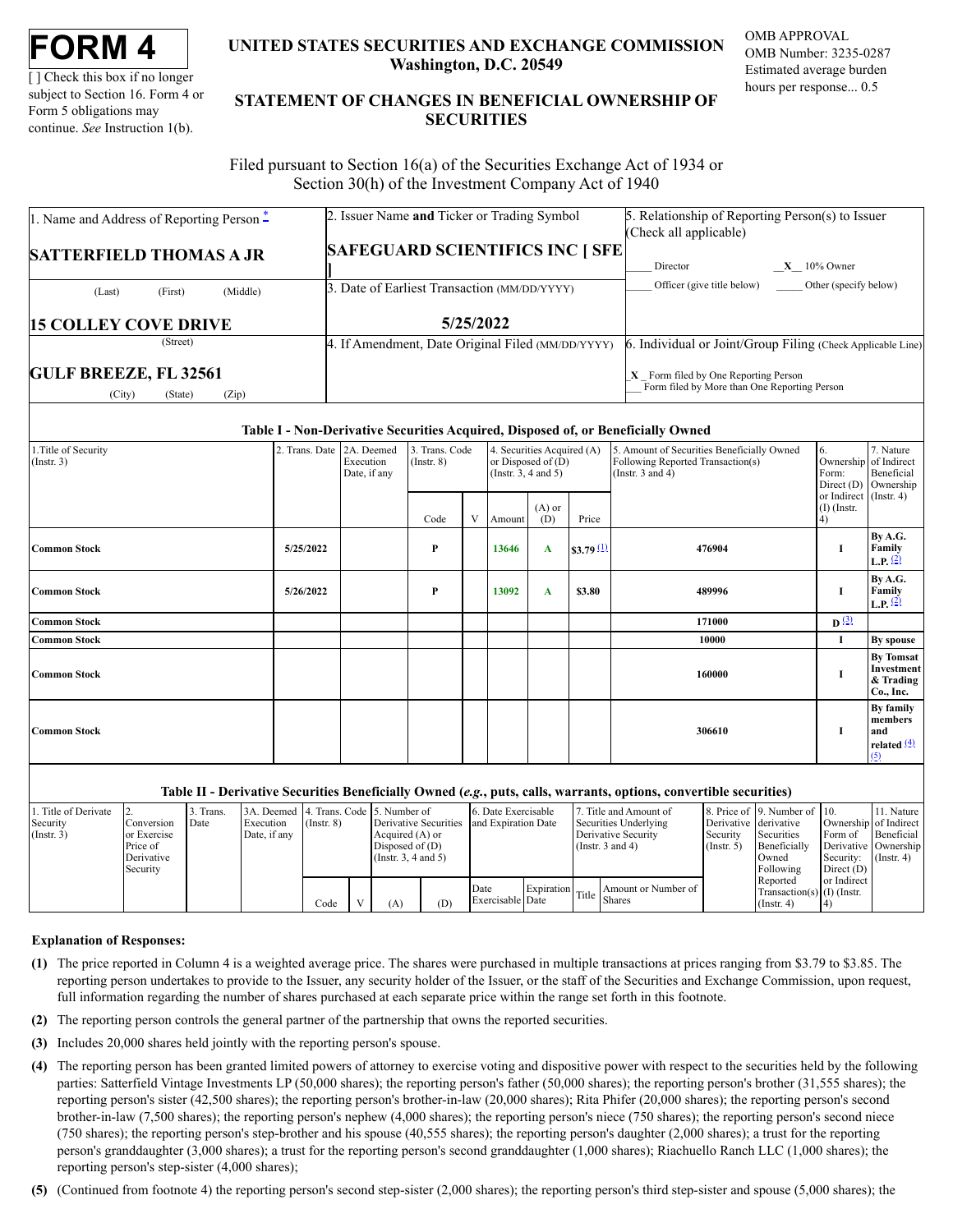# FORM 4

[ ] Check this box if no longer subject to Section 16. Form 4 or Form 5 obligations may continue. *See* Instruction 1(b).

**UNITED STATES SECURITIES AND EXCHANGE COMMISSION**
**Washington, D.C. 20549**

**STATEMENT OF CHANGES IN BENEFICIAL OWNERSHIP OF SECURITIES**

OMB APPROVAL
OMB Number: 3235-0287
Estimated average burden hours per response... 0.5

Filed pursuant to Section 16(a) of the Securities Exchange Act of 1934 or Section 30(h) of the Investment Company Act of 1940

| 1. Name and Address of Reporting Person * | 2. Issuer Name **and** Ticker or Trading Symbol | 5. Relationship of Reporting Person(s) to Issuer (Check all applicable) |
|---|---|---|
| **SATTERFIELD THOMAS A JR** | **SAFEGUARD SCIENTIFICS INC [ SFE ]** | ____ Director __X__ 10% Owner |
| (Last) (First) (Middle) | 3. Date of Earliest Transaction (MM/DD/YYYY) | ____ Officer (give title below) ____ Other (specify below) |
| **15 COLLEY COVE DRIVE** (Street) | **5/25/2022** | |
| | 4. If Amendment, Date Original Filed (MM/DD/YYYY) | 6. Individual or Joint/Group Filing (Check Applicable Line) |
| **GULF BREEZE, FL 32561** (City) (State) (Zip) | | _X_ Form filed by One Reporting Person ___ Form filed by More than One Reporting Person |

**Table I - Non-Derivative Securities Acquired, Disposed of, or Beneficially Owned**

| 1.Title of Security (Instr. 3) | 2. Trans. Date | 2A. Deemed Execution Date, if any | 3. Trans. Code (Instr. 8) | | 4. Securities Acquired (A) or Disposed of (D) (Instr. 3, 4 and 5) | | | 5. Amount of Securities Beneficially Owned Following Reported Transaction(s) (Instr. 3 and 4) | 6. Ownership Form: Direct (D) or Indirect (I) (Instr. 4) | 7. Nature of Indirect Beneficial Ownership (Instr. 4) |
|---|---|---|---|---|---|---|---|---|---|---|
| | | | Code | V | Amount | (A) or (D) | Price | | | |
| **Common Stock** | **5/25/2022** | | **P** | | **13646** | **A** | **$3.79** (1) | **476904** | **I** | **By A.G. Family L.P.** (2) |
| **Common Stock** | **5/26/2022** | | **P** | | **13092** | **A** | **$3.80** | **489996** | **I** | **By A.G. Family L.P.** (2) |
| **Common Stock** | | | | | | | | **171000** | **D** (3) | |
| **Common Stock** | | | | | | | | **10000** | **I** | **By spouse** |
| **Common Stock** | | | | | | | | **160000** | **I** | **By Tomsat Investment & Trading Co., Inc.** |
| **Common Stock** | | | | | | | | **306610** | **I** | **By family members and related** (4) (5) |

**Table II - Derivative Securities Beneficially Owned (*e.g.*, puts, calls, warrants, options, convertible securities)**

| 1. Title of Derivate Security (Instr. 3) | 2. Conversion or Exercise Price of Derivative Security | 3. Trans. Date | 3A. Deemed Execution Date, if any | 4. Trans. Code (Instr. 8) | | 5. Number of Derivative Securities Acquired (A) or Disposed of (D) (Instr. 3, 4 and 5) | | 6. Date Exercisable and Expiration Date | | 7. Title and Amount of Securities Underlying Derivative Security (Instr. 3 and 4) | | 8. Price of Derivative Security (Instr. 5) | 9. Number of derivative Securities Beneficially Owned Following Reported Transaction(s) (Instr. 4) | 10. Ownership Form of Derivative Security: Direct (D) or Indirect (I) (Instr. 4) | 11. Nature of Indirect Beneficial Ownership (Instr. 4) |
|---|---|---|---|---|---|---|---|---|---|---|---|---|---|---|---|
| | | | | Code | V | (A) | (D) | Date Exercisable | Expiration Date | Title | Amount or Number of Shares | | | | |

**Explanation of Responses:**

**(1)** The price reported in Column 4 is a weighted average price. The shares were purchased in multiple transactions at prices ranging from $3.79 to $3.85. The reporting person undertakes to provide to the Issuer, any security holder of the Issuer, or the staff of the Securities and Exchange Commission, upon request, full information regarding the number of shares purchased at each separate price within the range set forth in this footnote.

**(2)** The reporting person controls the general partner of the partnership that owns the reported securities.

**(3)** Includes 20,000 shares held jointly with the reporting person's spouse.

**(4)** The reporting person has been granted limited powers of attorney to exercise voting and dispositive power with respect to the securities held by the following parties: Satterfield Vintage Investments LP (50,000 shares); the reporting person's father (50,000 shares); the reporting person's brother (31,555 shares); the reporting person's sister (42,500 shares); the reporting person's brother-in-law (20,000 shares); Rita Phifer (20,000 shares); the reporting person's second brother-in-law (7,500 shares); the reporting person's nephew (4,000 shares); the reporting person's niece (750 shares); the reporting person's second niece (750 shares); the reporting person's step-brother and his spouse (40,555 shares); the reporting person's daughter (2,000 shares); a trust for the reporting person's granddaughter (3,000 shares); a trust for the reporting person's second granddaughter (1,000 shares); Riachuello Ranch LLC (1,000 shares); the reporting person's step-sister (4,000 shares);

**(5)** (Continued from footnote 4) the reporting person's second step-sister (2,000 shares); the reporting person's third step-sister and spouse (5,000 shares); the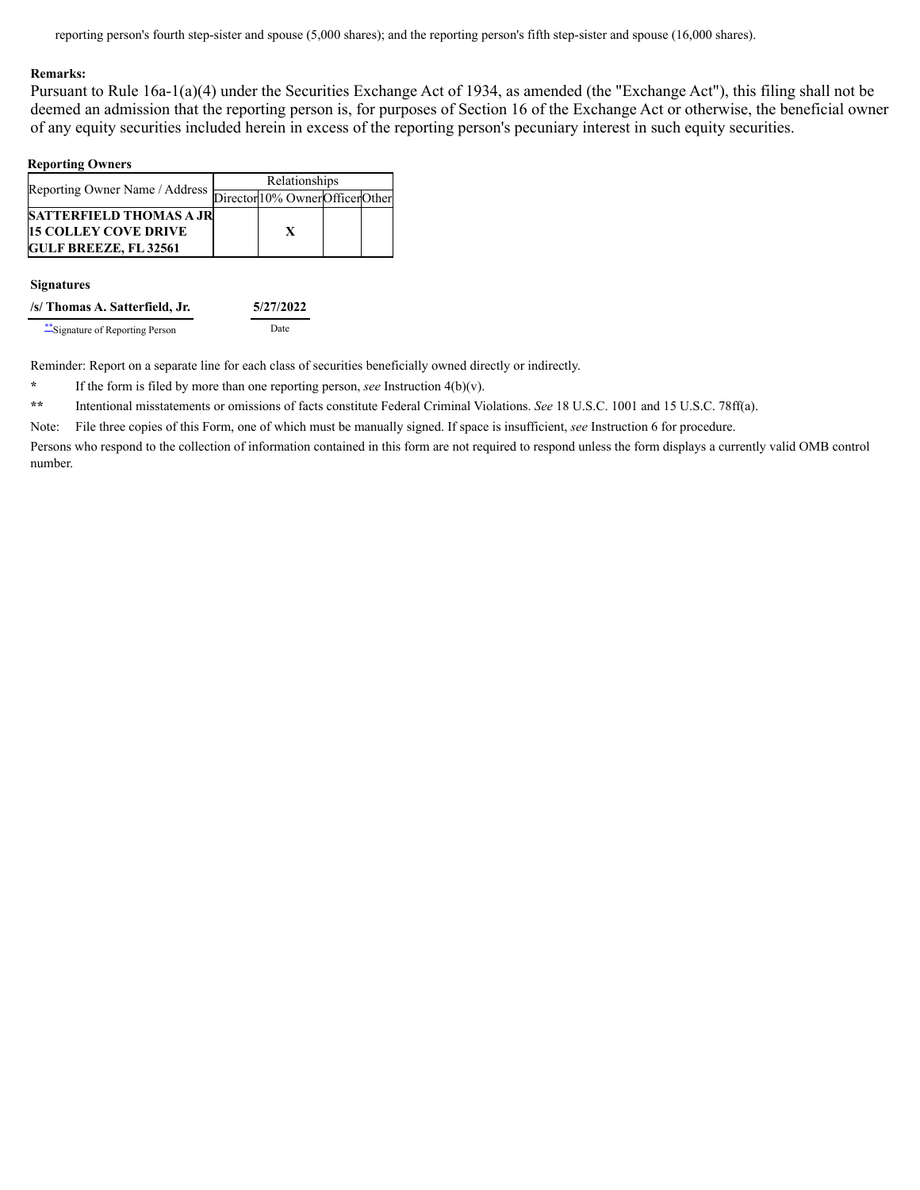reporting person's fourth step-sister and spouse (5,000 shares); and the reporting person's fifth step-sister and spouse (16,000 shares).

**Remarks:**

Pursuant to Rule 16a-1(a)(4) under the Securities Exchange Act of 1934, as amended (the "Exchange Act"), this filing shall not be deemed an admission that the reporting person is, for purposes of Section 16 of the Exchange Act or otherwise, the beneficial owner of any equity securities included herein in excess of the reporting person's pecuniary interest in such equity securities.

**Reporting Owners**

| Reporting Owner Name / Address | Relationships | | | |
|---|---|---|---|---|
| | Director | 10% Owner | Officer | Other |
| **SATTERFIELD THOMAS A JR**<br>**15 COLLEY COVE DRIVE**<br>**GULF BREEZE, FL 32561** | | **X** | | |

**Signatures**

| **/s/ Thomas A. Satterfield, Jr.** | **5/27/2022** |
|---|---|
| **Signature of Reporting Person | Date |

Reminder: Report on a separate line for each class of securities beneficially owned directly or indirectly.

\* If the form is filed by more than one reporting person, *see* Instruction 4(b)(v).

\*\* Intentional misstatements or omissions of facts constitute Federal Criminal Violations. *See* 18 U.S.C. 1001 and 15 U.S.C. 78ff(a).

Note: File three copies of this Form, one of which must be manually signed. If space is insufficient, *see* Instruction 6 for procedure.

Persons who respond to the collection of information contained in this form are not required to respond unless the form displays a currently valid OMB control number.